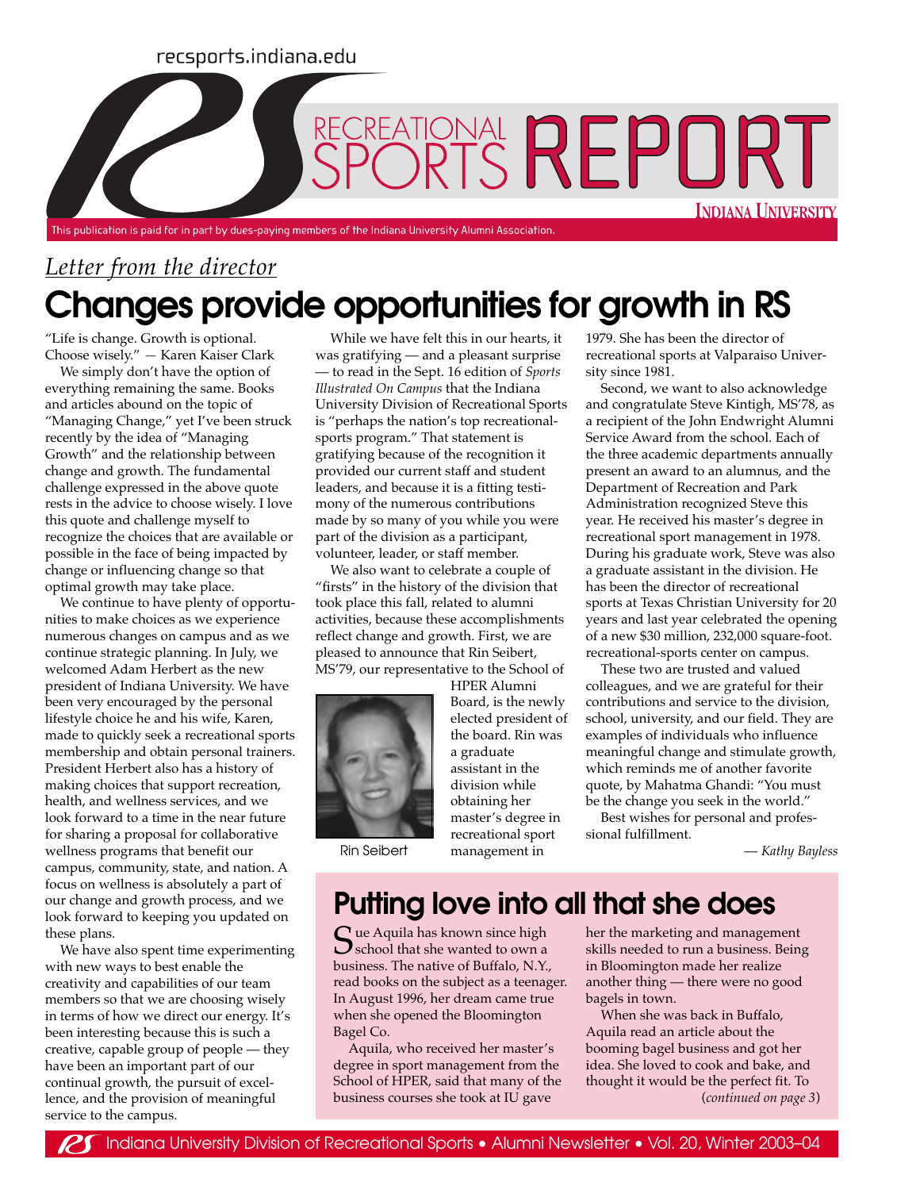recsports.indiana.edu

# RECREATIONAL SPORTS REPORT

INDIANA UNIVERSITY

This publication is paid for in part by dues-paying members of the Indiana University Alumni Association.

*Letter from the director*

## Changes provide opportunities for growth in RS

"Life is change. Growth is optional. Choose wisely." — Karen Kaiser Clark

We simply don't have the option of everything remaining the same. Books and articles abound on the topic of "Managing Change," yet I've been struck recently by the idea of "Managing Growth" and the relationship between change and growth. The fundamental challenge expressed in the above quote rests in the advice to choose wisely. I love this quote and challenge myself to recognize the choices that are available or possible in the face of being impacted by change or influencing change so that optimal growth may take place.

We continue to have plenty of opportunities to make choices as we experience numerous changes on campus and as we continue strategic planning. In July, we welcomed Adam Herbert as the new president of Indiana University. We have been very encouraged by the personal lifestyle choice he and his wife, Karen, made to quickly seek a recreational sports membership and obtain personal trainers. President Herbert also has a history of making choices that support recreation, health, and wellness services, and we look forward to a time in the near future for sharing a proposal for collaborative wellness programs that benefit our campus, community, state, and nation. A focus on wellness is absolutely a part of our change and growth process, and we look forward to keeping you updated on these plans.

We have also spent time experimenting with new ways to best enable the creativity and capabilities of our team members so that we are choosing wisely in terms of how we direct our energy. It's been interesting because this is such a creative, capable group of people — they have been an important part of our continual growth, the pursuit of excellence, and the provision of meaningful service to the campus.

While we have felt this in our hearts, it was gratifying — and a pleasant surprise — to read in the Sept. 16 edition of *Sports Illustrated On Campus* that the Indiana University Division of Recreational Sports is "perhaps the nation's top recreational-sports program." That statement is gratifying because of the recognition it provided our current staff and student leaders, and because it is a fitting testimony of the numerous contributions made by so many of you while you were part of the division as a participant, volunteer, leader, or staff member.

We also want to celebrate a couple of "firsts" in the history of the division that took place this fall, related to alumni activities, because these accomplishments reflect change and growth. First, we are pleased to announce that Rin Seibert, MS'79, our representative to the School of HPER Alumni Board, is the newly elected president of the board. Rin was a graduate assistant in the division while obtaining her master's degree in recreational sport management in 1979. She has been the director of recreational sports at Valparaiso University since 1981.

Rin Seibert

Second, we want to also acknowledge and congratulate Steve Kintigh, MS'78, as a recipient of the John Endwright Alumni Service Award from the school. Each of the three academic departments annually present an award to an alumnus, and the Department of Recreation and Park Administration recognized Steve this year. He received his master's degree in recreational sport management in 1978. During his graduate work, Steve was also a graduate assistant in the division. He has been the director of recreational sports at Texas Christian University for 20 years and last year celebrated the opening of a new $30 million, 232,000 square-foot. recreational-sports center on campus.

These two are trusted and valued colleagues, and we are grateful for their contributions and service to the division, school, university, and our field. They are examples of individuals who influence meaningful change and stimulate growth, which reminds me of another favorite quote, by Mahatma Ghandi: "You must be the change you seek in the world."

Best wishes for personal and professional fulfillment.

*— Kathy Bayless*

## Putting love into all that she does

Sue Aquila has known since high school that she wanted to own a business. The native of Buffalo, N.Y., read books on the subject as a teenager. In August 1996, her dream came true when she opened the Bloomington Bagel Co.

Aquila, who received her master's degree in sport management from the School of HPER, said that many of the business courses she took at IU gave her the marketing and management skills needed to run a business. Being in Bloomington made her realize another thing — there were no good bagels in town.

When she was back in Buffalo, Aquila read an article about the booming bagel business and got her idea. She loved to cook and bake, and thought it would be the perfect fit. To

(*continued on page 3*)

Indiana University Division of Recreational Sports • Alumni Newsletter • Vol. 20, Winter 2003–04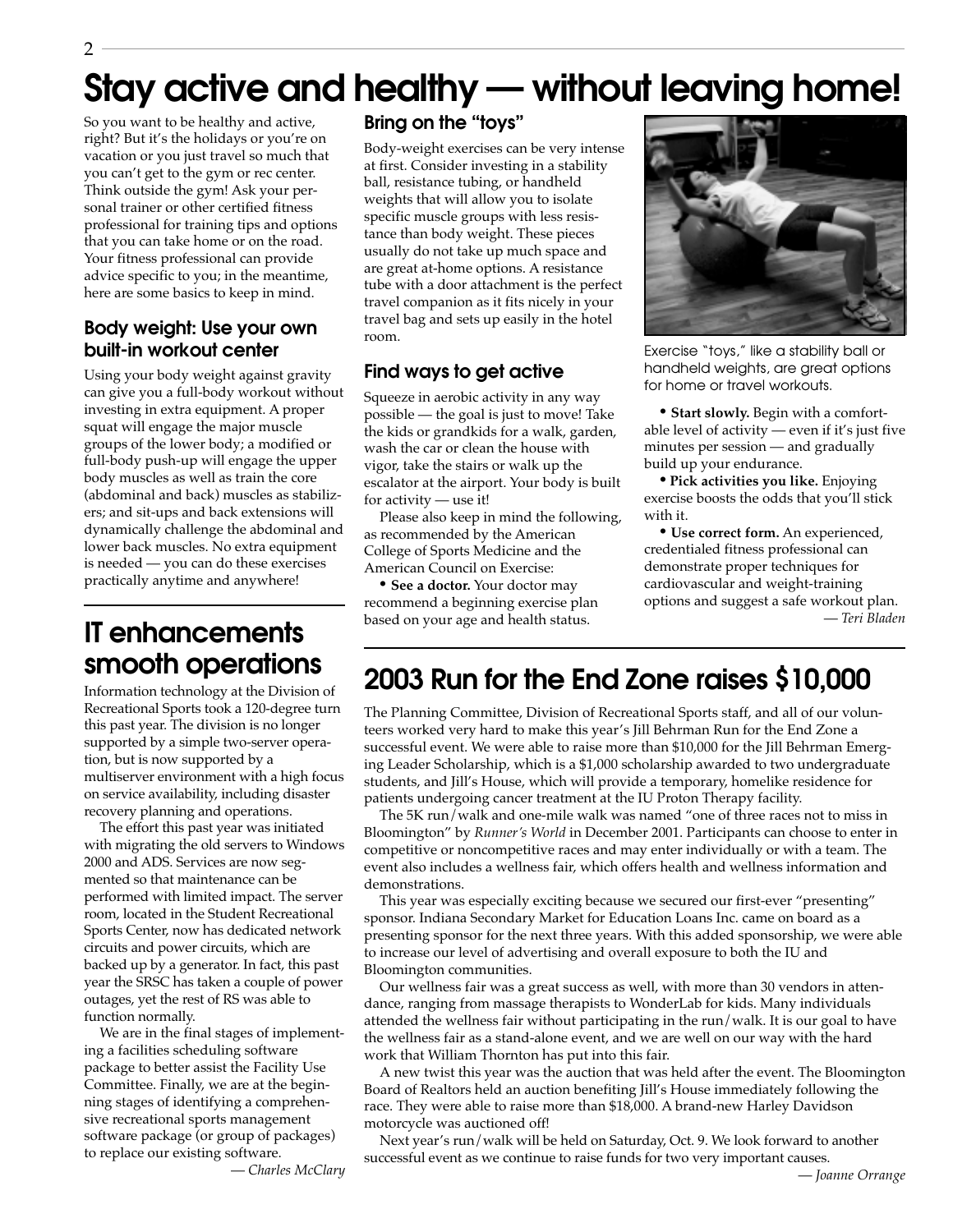# Stay active and healthy — without leaving home!

So you want to be healthy and active, right? But it's the holidays or you're on vacation or you just travel so much that you can't get to the gym or rec center. Think outside the gym! Ask your personal trainer or other certified fitness professional for training tips and options that you can take home or on the road. Your fitness professional can provide advice specific to you; in the meantime, here are some basics to keep in mind.

### Body weight: Use your own built-in workout center

Using your body weight against gravity can give you a full-body workout without investing in extra equipment. A proper squat will engage the major muscle groups of the lower body; a modified or full-body push-up will engage the upper body muscles as well as train the core (abdominal and back) muscles as stabilizers; and sit-ups and back extensions will dynamically challenge the abdominal and lower back muscles. No extra equipment is needed — you can do these exercises practically anytime and anywhere!

### Bring on the "toys"

Body-weight exercises can be very intense at first. Consider investing in a stability ball, resistance tubing, or handheld weights that will allow you to isolate specific muscle groups with less resistance than body weight. These pieces usually do not take up much space and are great at-home options. A resistance tube with a door attachment is the perfect travel companion as it fits nicely in your travel bag and sets up easily in the hotel room.

### Find ways to get active

Squeeze in aerobic activity in any way possible — the goal is just to move! Take the kids or grandkids for a walk, garden, wash the car or clean the house with vigor, take the stairs or walk up the escalator at the airport. Your body is built for activity — use it!

Please also keep in mind the following, as recommended by the American College of Sports Medicine and the American Council on Exercise:

- **See a doctor.** Your doctor may recommend a beginning exercise plan based on your age and health status.
- **Start slowly.** Begin with a comfortable level of activity — even if it's just five minutes per session — and gradually build up your endurance.
- **Pick activities you like.** Enjoying exercise boosts the odds that you'll stick with it.
- **Use correct form.** An experienced, credentialed fitness professional can demonstrate proper techniques for cardiovascular and weight-training options and suggest a safe workout plan.

Exercise "toys," like a stability ball or handheld weights, are great options for home or travel workouts.

*— Teri Bladen*

# IT enhancements smooth operations

Information technology at the Division of Recreational Sports took a 120-degree turn this past year. The division is no longer supported by a simple two-server operation, but is now supported by a multiserver environment with a high focus on service availability, including disaster recovery planning and operations.

The effort this past year was initiated with migrating the old servers to Windows 2000 and ADS. Services are now segmented so that maintenance can be performed with limited impact. The server room, located in the Student Recreational Sports Center, now has dedicated network circuits and power circuits, which are backed up by a generator. In fact, this past year the SRSC has taken a couple of power outages, yet the rest of RS was able to function normally.

We are in the final stages of implementing a facilities scheduling software package to better assist the Facility Use Committee. Finally, we are at the beginning stages of identifying a comprehensive recreational sports management software package (or group of packages) to replace our existing software.

*— Charles McClary*

# 2003 Run for the End Zone raises $10,000

The Planning Committee, Division of Recreational Sports staff, and all of our volunteers worked very hard to make this year's Jill Behrman Run for the End Zone a successful event. We were able to raise more than $10,000 for the Jill Behrman Emerging Leader Scholarship, which is a $1,000 scholarship awarded to two undergraduate students, and Jill's House, which will provide a temporary, homelike residence for patients undergoing cancer treatment at the IU Proton Therapy facility.

The 5K run/walk and one-mile walk was named "one of three races not to miss in Bloomington" by *Runner's World* in December 2001. Participants can choose to enter in competitive or noncompetitive races and may enter individually or with a team. The event also includes a wellness fair, which offers health and wellness information and demonstrations.

This year was especially exciting because we secured our first-ever "presenting" sponsor. Indiana Secondary Market for Education Loans Inc. came on board as a presenting sponsor for the next three years. With this added sponsorship, we were able to increase our level of advertising and overall exposure to both the IU and Bloomington communities.

Our wellness fair was a great success as well, with more than 30 vendors in attendance, ranging from massage therapists to WonderLab for kids. Many individuals attended the wellness fair without participating in the run/walk. It is our goal to have the wellness fair as a stand-alone event, and we are well on our way with the hard work that William Thornton has put into this fair.

A new twist this year was the auction that was held after the event. The Bloomington Board of Realtors held an auction benefiting Jill's House immediately following the race. They were able to raise more than $18,000. A brand-new Harley Davidson motorcycle was auctioned off!

Next year's run/walk will be held on Saturday, Oct. 9. We look forward to another successful event as we continue to raise funds for two very important causes.

*— Joanne Orrange*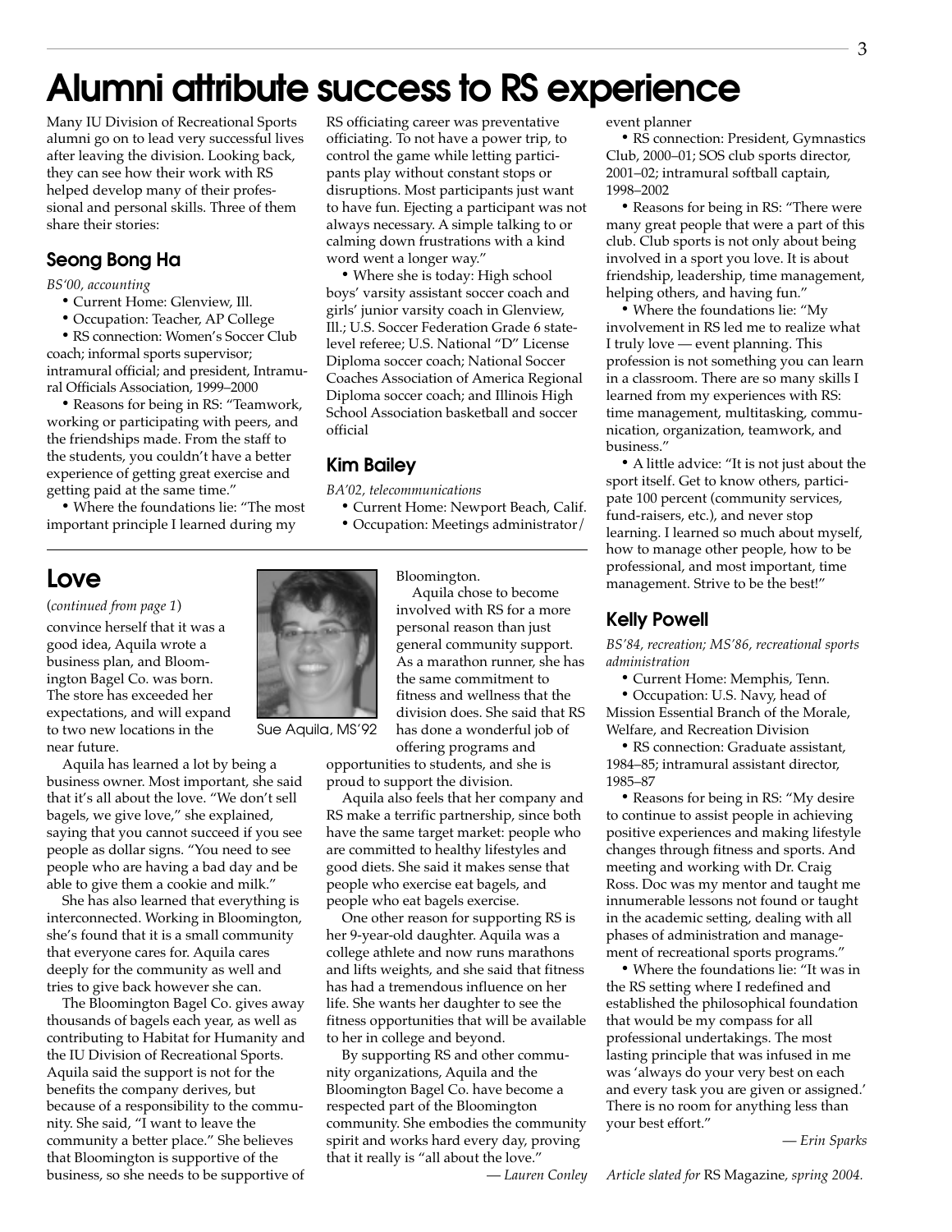# Alumni attribute success to RS experience

Many IU Division of Recreational Sports alumni go on to lead very successful lives after leaving the division. Looking back, they can see how their work with RS helped develop many of their professional and personal skills. Three of them share their stories:

## Seong Bong Ha

*BS'00, accounting*

- Current Home: Glenview, Ill.
- Occupation: Teacher, AP College
- RS connection: Women's Soccer Club coach; informal sports supervisor; intramural official; and president, Intramural Officials Association, 1999–2000
- Reasons for being in RS: "Teamwork, working or participating with peers, and the friendships made. From the staff to the students, you couldn't have a better experience of getting great exercise and getting paid at the same time."
- Where the foundations lie: "The most important principle I learned during my RS officiating career was preventative officiating. To not have a power trip, to control the game while letting participants play without constant stops or disruptions. Most participants just want to have fun. Ejecting a participant was not always necessary. A simple talking to or calming down frustrations with a kind word went a longer way."
- Where she is today: High school boys' varsity assistant soccer coach and girls' junior varsity coach in Glenview, Ill.; U.S. Soccer Federation Grade 6 state-level referee; U.S. National "D" License Diploma soccer coach; National Soccer Coaches Association of America Regional Diploma soccer coach; and Illinois High School Association basketball and soccer official

## Kim Bailey

*BA'02, telecommunications*

- Current Home: Newport Beach, Calif.
- Occupation: Meetings administrator/event planner
- RS connection: President, Gymnastics Club, 2000–01; SOS club sports director, 2001–02; intramural softball captain, 1998–2002
- Reasons for being in RS: "There were many great people that were a part of this club. Club sports is not only about being involved in a sport you love. It is about friendship, leadership, time management, helping others, and having fun."
- Where the foundations lie: "My involvement in RS led me to realize what I truly love — event planning. This profession is not something you can learn in a classroom. There are so many skills I learned from my experiences with RS: time management, multitasking, communication, organization, teamwork, and business."
- A little advice: "It is not just about the sport itself. Get to know others, participate 100 percent (community services, fund-raisers, etc.), and never stop learning. I learned so much about myself, how to manage other people, how to be professional, and most important, time management. Strive to be the best!"

## Kelly Powell

*BS'84, recreation; MS'86, recreational sports administration*

- Current Home: Memphis, Tenn.
- Occupation: U.S. Navy, head of Mission Essential Branch of the Morale, Welfare, and Recreation Division
- RS connection: Graduate assistant, 1984–85; intramural assistant director, 1985–87
- Reasons for being in RS: "My desire to continue to assist people in achieving positive experiences and making lifestyle changes through fitness and sports. And meeting and working with Dr. Craig Ross. Doc was my mentor and taught me innumerable lessons not found or taught in the academic setting, dealing with all phases of administration and management of recreational sports programs."
- Where the foundations lie: "It was in the RS setting where I redefined and established the philosophical foundation that would be my compass for all professional undertakings. The most lasting principle that was infused in me was 'always do your very best on each and every task you are given or assigned.' There is no room for anything less than your best effort."

*— Erin Sparks*

*Article slated for* RS Magazine*, spring 2004.*

# Love

(*continued from page 1*)

convince herself that it was a good idea, Aquila wrote a business plan, and Bloomington Bagel Co. was born. The store has exceeded her expectations, and will expand to two new locations in the near future.

Sue Aquila, MS'92

Aquila has learned a lot by being a business owner. Most important, she said that it's all about the love. "We don't sell bagels, we give love," she explained, saying that you cannot succeed if you see people as dollar signs. "You need to see people who are having a bad day and be able to give them a cookie and milk."

She has also learned that everything is interconnected. Working in Bloomington, she's found that it is a small community that everyone cares for. Aquila cares deeply for the community as well and tries to give back however she can.

The Bloomington Bagel Co. gives away thousands of bagels each year, as well as contributing to Habitat for Humanity and the IU Division of Recreational Sports. Aquila said the support is not for the benefits the company derives, but because of a responsibility to the community. She said, "I want to leave the community a better place." She believes that Bloomington is supportive of the business, so she needs to be supportive of Bloomington.

Aquila chose to become involved with RS for a more personal reason than just general community support. As a marathon runner, she has the same commitment to fitness and wellness that the division does. She said that RS has done a wonderful job of offering programs and opportunities to students, and she is proud to support the division.

Aquila also feels that her company and RS make a terrific partnership, since both have the same target market: people who are committed to healthy lifestyles and good diets. She said it makes sense that people who exercise eat bagels, and people who eat bagels exercise.

One other reason for supporting RS is her 9-year-old daughter. Aquila was a college athlete and now runs marathons and lifts weights, and she said that fitness has had a tremendous influence on her life. She wants her daughter to see the fitness opportunities that will be available to her in college and beyond.

By supporting RS and other community organizations, Aquila and the Bloomington Bagel Co. have become a respected part of the Bloomington community. She embodies the community spirit and works hard every day, proving that it really is "all about the love."

*— Lauren Conley*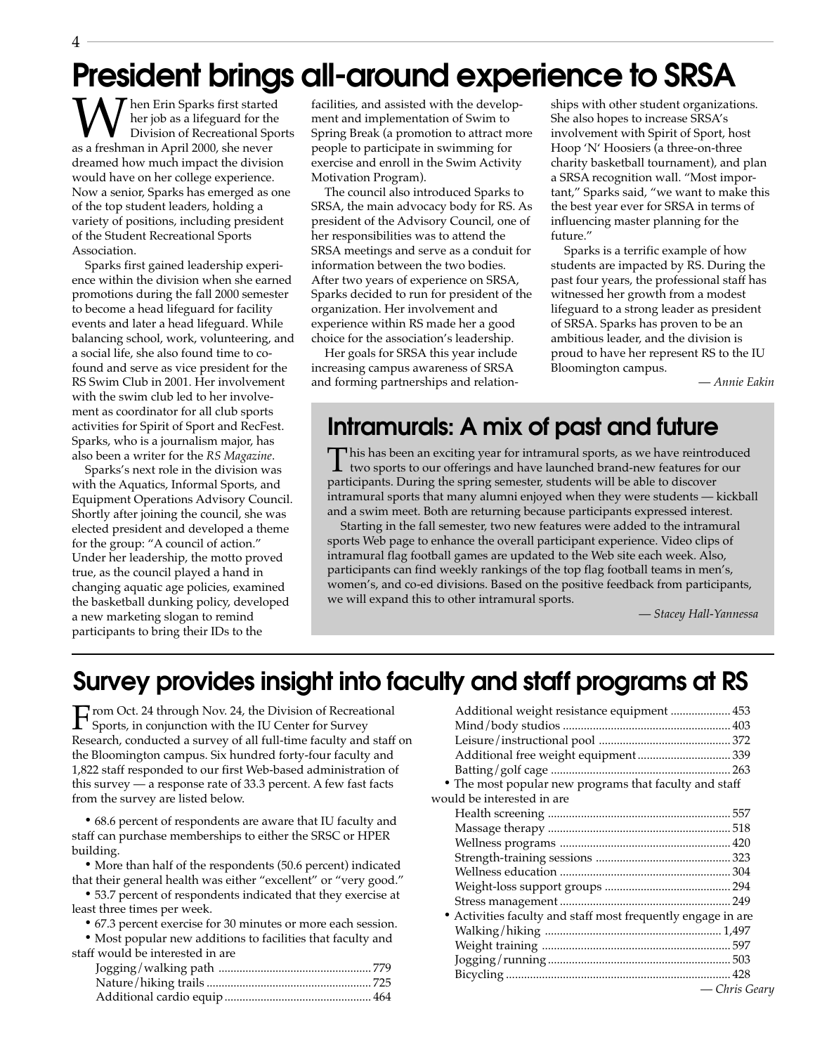# President brings all-around experience to SRSA

When Erin Sparks first started her job as a lifeguard for the Division of Recreational Sports as a freshman in April 2000, she never dreamed how much impact the division would have on her college experience. Now a senior, Sparks has emerged as one of the top student leaders, holding a variety of positions, including president of the Student Recreational Sports Association.

Sparks first gained leadership experience within the division when she earned promotions during the fall 2000 semester to become a head lifeguard for facility events and later a head lifeguard. While balancing school, work, volunteering, and a social life, she also found time to co-found and serve as vice president for the RS Swim Club in 2001. Her involvement with the swim club led to her involvement as coordinator for all club sports activities for Spirit of Sport and RecFest. Sparks, who is a journalism major, has also been a writer for the *RS Magazine*.

Sparks's next role in the division was with the Aquatics, Informal Sports, and Equipment Operations Advisory Council. Shortly after joining the council, she was elected president and developed a theme for the group: "A council of action." Under her leadership, the motto proved true, as the council played a hand in changing aquatic age policies, examined the basketball dunking policy, developed a new marketing slogan to remind participants to bring their IDs to the facilities, and assisted with the development and implementation of Swim to Spring Break (a promotion to attract more people to participate in swimming for exercise and enroll in the Swim Activity Motivation Program).

The council also introduced Sparks to SRSA, the main advocacy body for RS. As president of the Advisory Council, one of her responsibilities was to attend the SRSA meetings and serve as a conduit for information between the two bodies. After two years of experience on SRSA, Sparks decided to run for president of the organization. Her involvement and experience within RS made her a good choice for the association's leadership.

Her goals for SRSA this year include increasing campus awareness of SRSA and forming partnerships and relationships with other student organizations. She also hopes to increase SRSA's involvement with Spirit of Sport, host Hoop 'N' Hoosiers (a three-on-three charity basketball tournament), and plan a SRSA recognition wall. "Most important," Sparks said, "we want to make this the best year ever for SRSA in terms of influencing master planning for the future."

Sparks is a terrific example of how students are impacted by RS. During the past four years, the professional staff has witnessed her growth from a modest lifeguard to a strong leader as president of SRSA. Sparks has proven to be an ambitious leader, and the division is proud to have her represent RS to the IU Bloomington campus.

*— Annie Eakin*

## Intramurals: A mix of past and future

This has been an exciting year for intramural sports, as we have reintroduced two sports to our offerings and have launched brand-new features for our participants. During the spring semester, students will be able to discover intramural sports that many alumni enjoyed when they were students — kickball and a swim meet. Both are returning because participants expressed interest.

Starting in the fall semester, two new features were added to the intramural sports Web page to enhance the overall participant experience. Video clips of intramural flag football games are updated to the Web site each week. Also, participants can find weekly rankings of the top flag football teams in men's, women's, and co-ed divisions. Based on the positive feedback from participants, we will expand this to other intramural sports.

*— Stacey Hall-Yannessa*

# Survey provides insight into faculty and staff programs at RS

From Oct. 24 through Nov. 24, the Division of Recreational Sports, in conjunction with the IU Center for Survey Research, conducted a survey of all full-time faculty and staff on the Bloomington campus. Six hundred forty-four faculty and 1,822 staff responded to our first Web-based administration of this survey — a response rate of 33.3 percent. A few fast facts from the survey are listed below.

- 68.6 percent of respondents are aware that IU faculty and staff can purchase memberships to either the SRSC or HPER building.
- More than half of the respondents (50.6 percent) indicated that their general health was either "excellent" or "very good."
- 53.7 percent of respondents indicated that they exercise at least three times per week.
- 67.3 percent exercise for 30 minutes or more each session.
- Most popular new additions to facilities that faculty and staff would be interested in are
  - Jogging/walking path .......... 779
  - Nature/hiking trails .......... 725
  - Additional cardio equip .......... 464
  - Additional weight resistance equipment .......... 453
  - Mind/body studios .......... 403
  - Leisure/instructional pool .......... 372
  - Additional free weight equipment .......... 339
  - Batting/golf cage .......... 263
- The most popular new programs that faculty and staff would be interested in are
  - Health screening .......... 557
  - Massage therapy .......... 518
  - Wellness programs .......... 420
  - Strength-training sessions .......... 323
  - Wellness education .......... 304
  - Weight-loss support groups .......... 294
  - Stress management .......... 249
- Activities faculty and staff most frequently engage in are
  - Walking/hiking .......... 1,497
  - Weight training .......... 597
  - Jogging/running .......... 503
  - Bicycling .......... 428

*— Chris Geary*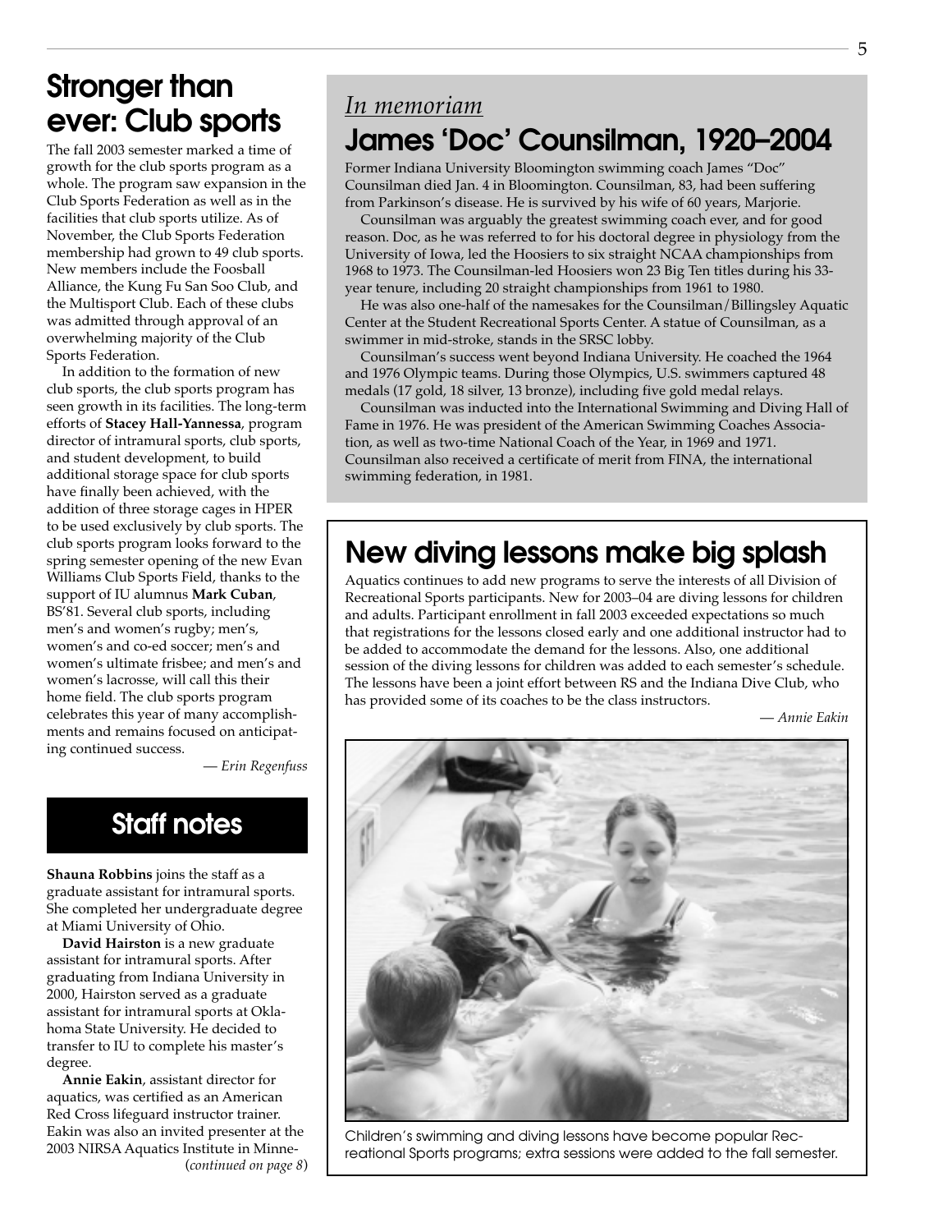## Stronger than ever: Club sports

The fall 2003 semester marked a time of growth for the club sports program as a whole. The program saw expansion in the Club Sports Federation as well as in the facilities that club sports utilize. As of November, the Club Sports Federation membership had grown to 49 club sports. New members include the Foosball Alliance, the Kung Fu San Soo Club, and the Multisport Club. Each of these clubs was admitted through approval of an overwhelming majority of the Club Sports Federation.

In addition to the formation of new club sports, the club sports program has seen growth in its facilities. The long-term efforts of **Stacey Hall-Yannessa**, program director of intramural sports, club sports, and student development, to build additional storage space for club sports have finally been achieved, with the addition of three storage cages in HPER to be used exclusively by club sports. The club sports program looks forward to the spring semester opening of the new Evan Williams Club Sports Field, thanks to the support of IU alumnus **Mark Cuban**, BS'81. Several club sports, including men's and women's rugby; men's, women's and co-ed soccer; men's and women's ultimate frisbee; and men's and women's lacrosse, will call this their home field. The club sports program celebrates this year of many accomplishments and remains focused on anticipating continued success.

— *Erin Regenfuss*

## Staff notes

**Shauna Robbins** joins the staff as a graduate assistant for intramural sports. She completed her undergraduate degree at Miami University of Ohio.

**David Hairston** is a new graduate assistant for intramural sports. After graduating from Indiana University in 2000, Hairston served as a graduate assistant for intramural sports at Oklahoma State University. He decided to transfer to IU to complete his master's degree.

**Annie Eakin**, assistant director for aquatics, was certified as an American Red Cross lifeguard instructor trainer. Eakin was also an invited presenter at the 2003 NIRSA Aquatics Institute in Minne-

(*continued on page 8*)

*In memoriam*

## James 'Doc' Counsilman, 1920–2004

Former Indiana University Bloomington swimming coach James "Doc" Counsilman died Jan. 4 in Bloomington. Counsilman, 83, had been suffering from Parkinson's disease. He is survived by his wife of 60 years, Marjorie.

Counsilman was arguably the greatest swimming coach ever, and for good reason. Doc, as he was referred to for his doctoral degree in physiology from the University of Iowa, led the Hoosiers to six straight NCAA championships from 1968 to 1973. The Counsilman-led Hoosiers won 23 Big Ten titles during his 33-year tenure, including 20 straight championships from 1961 to 1980.

He was also one-half of the namesakes for the Counsilman/Billingsley Aquatic Center at the Student Recreational Sports Center. A statue of Counsilman, as a swimmer in mid-stroke, stands in the SRSC lobby.

Counsilman's success went beyond Indiana University. He coached the 1964 and 1976 Olympic teams. During those Olympics, U.S. swimmers captured 48 medals (17 gold, 18 silver, 13 bronze), including five gold medal relays.

Counsilman was inducted into the International Swimming and Diving Hall of Fame in 1976. He was president of the American Swimming Coaches Association, as well as two-time National Coach of the Year, in 1969 and 1971. Counsilman also received a certificate of merit from FINA, the international swimming federation, in 1981.

## New diving lessons make big splash

Aquatics continues to add new programs to serve the interests of all Division of Recreational Sports participants. New for 2003–04 are diving lessons for children and adults. Participant enrollment in fall 2003 exceeded expectations so much that registrations for the lessons closed early and one additional instructor had to be added to accommodate the demand for the lessons. Also, one additional session of the diving lessons for children was added to each semester's schedule. The lessons have been a joint effort between RS and the Indiana Dive Club, who has provided some of its coaches to be the class instructors.

— *Annie Eakin*

Children's swimming and diving lessons have become popular Recreational Sports programs; extra sessions were added to the fall semester.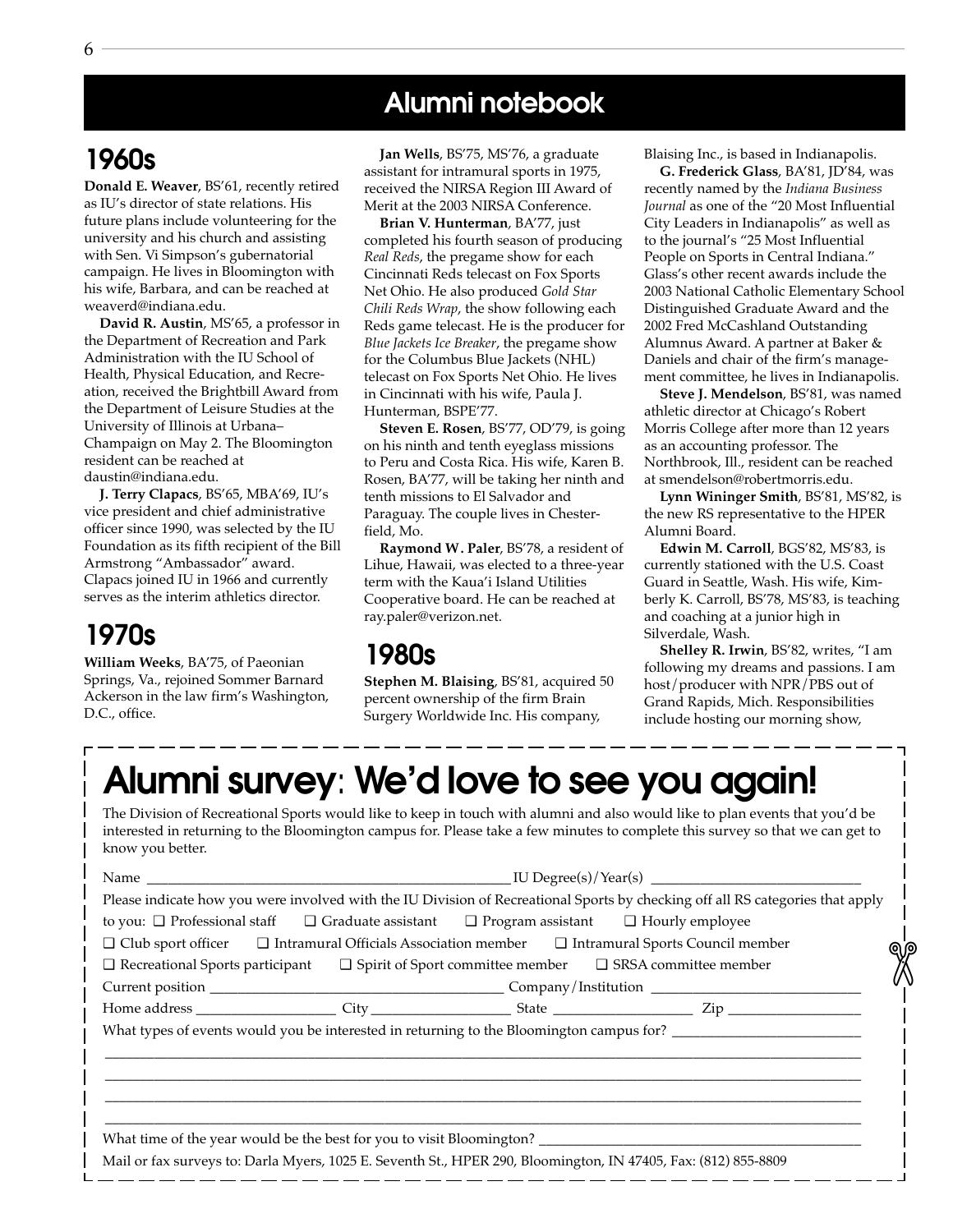# Alumni notebook

## 1960s

**Donald E. Weaver**, BS'61, recently retired as IU's director of state relations. His future plans include volunteering for the university and his church and assisting with Sen. Vi Simpson's gubernatorial campaign. He lives in Bloomington with his wife, Barbara, and can be reached at weaverd@indiana.edu.

**David R. Austin**, MS'65, a professor in the Department of Recreation and Park Administration with the IU School of Health, Physical Education, and Recreation, received the Brightbill Award from the Department of Leisure Studies at the University of Illinois at Urbana–Champaign on May 2. The Bloomington resident can be reached at daustin@indiana.edu.

**J. Terry Clapacs**, BS'65, MBA'69, IU's vice president and chief administrative officer since 1990, was selected by the IU Foundation as its fifth recipient of the Bill Armstrong "Ambassador" award. Clapacs joined IU in 1966 and currently serves as the interim athletics director.

## 1970s

**William Weeks**, BA'75, of Paeonian Springs, Va., rejoined Sommer Barnard Ackerson in the law firm's Washington, D.C., office.

**Jan Wells**, BS'75, MS'76, a graduate assistant for intramural sports in 1975, received the NIRSA Region III Award of Merit at the 2003 NIRSA Conference.

**Brian V. Hunterman**, BA'77, just completed his fourth season of producing *Real Reds*, the pregame show for each Cincinnati Reds telecast on Fox Sports Net Ohio. He also produced *Gold Star Chili Reds Wrap*, the show following each Reds game telecast. He is the producer for *Blue Jackets Ice Breaker*, the pregame show for the Columbus Blue Jackets (NHL) telecast on Fox Sports Net Ohio. He lives in Cincinnati with his wife, Paula J. Hunterman, BSPE'77.

**Steven E. Rosen**, BS'77, OD'79, is going on his ninth and tenth eyeglass missions to Peru and Costa Rica. His wife, Karen B. Rosen, BA'77, will be taking her ninth and tenth missions to El Salvador and Paraguay. The couple lives in Chesterfield, Mo.

**Raymond W. Paler**, BS'78, a resident of Lihue, Hawaii, was elected to a three-year term with the Kaua'i Island Utilities Cooperative board. He can be reached at ray.paler@verizon.net.

## 1980s

**Stephen M. Blaising**, BS'81, acquired 50 percent ownership of the firm Brain Surgery Worldwide Inc. His company, Blaising Inc., is based in Indianapolis.

**G. Frederick Glass**, BA'81, JD'84, was recently named by the *Indiana Business Journal* as one of the "20 Most Influential City Leaders in Indianapolis" as well as to the journal's "25 Most Influential People on Sports in Central Indiana." Glass's other recent awards include the 2003 National Catholic Elementary School Distinguished Graduate Award and the 2002 Fred McCashland Outstanding Alumnus Award. A partner at Baker & Daniels and chair of the firm's management committee, he lives in Indianapolis.

**Steve J. Mendelson**, BS'81, was named athletic director at Chicago's Robert Morris College after more than 12 years as an accounting professor. The Northbrook, Ill., resident can be reached at smendelson@robertmorris.edu.

**Lynn Wininger Smith**, BS'81, MS'82, is the new RS representative to the HPER Alumni Board.

**Edwin M. Carroll**, BGS'82, MS'83, is currently stationed with the U.S. Coast Guard in Seattle, Wash. His wife, Kimberly K. Carroll, BS'78, MS'83, is teaching and coaching at a junior high in Silverdale, Wash.

**Shelley R. Irwin**, BS'82, writes, "I am following my dreams and passions. I am host/producer with NPR/PBS out of Grand Rapids, Mich. Responsibilities include hosting our morning show,

---

# Alumni survey: We'd love to see you again!

The Division of Recreational Sports would like to keep in touch with alumni and also would like to plan events that you'd be interested in returning to the Bloomington campus for. Please take a few minutes to complete this survey so that we can get to know you better.

Name ____________________ IU Degree(s)/Year(s) ____________________

Please indicate how you were involved with the IU Division of Recreational Sports by checking off all RS categories that apply to you:

- ❑ Professional staff
- ❑ Graduate assistant
- ❑ Program assistant
- ❑ Hourly employee
- ❑ Club sport officer
- ❑ Intramural Officials Association member
- ❑ Intramural Sports Council member
- ❑ Recreational Sports participant
- ❑ Spirit of Sport committee member
- ❑ SRSA committee member

Current position ____________________ Company/Institution ____________________

Home address ____________ City ____________ State ____________ Zip ____________

What types of events would you be interested in returning to the Bloomington campus for? ____________________

____________________________________________

____________________________________________

____________________________________________

____________________________________________

What time of the year would be the best for you to visit Bloomington? ____________________

Mail or fax surveys to: Darla Myers, 1025 E. Seventh St., HPER 290, Bloomington, IN 47405, Fax: (812) 855-8809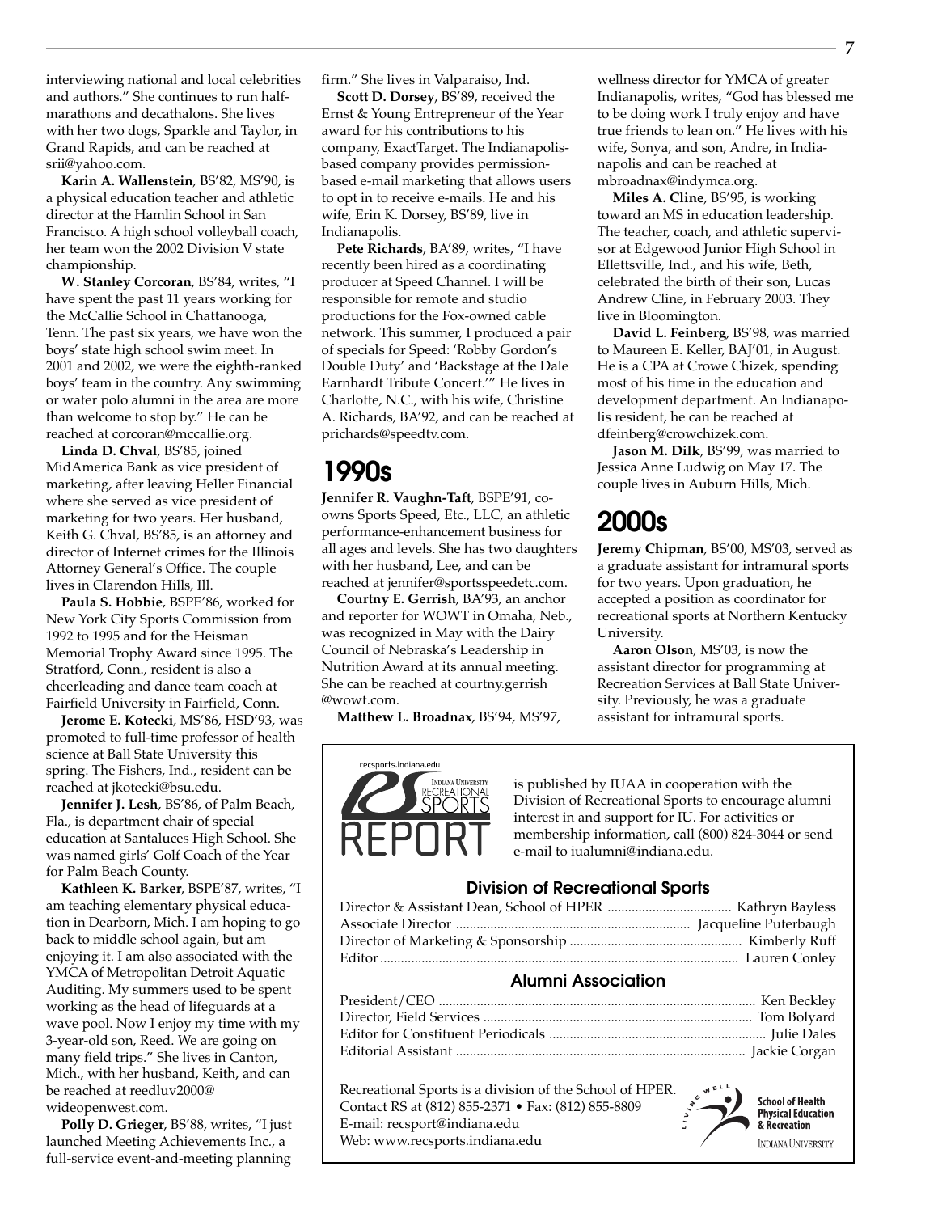interviewing national and local celebrities and authors." She continues to run half-marathons and decathalons. She lives with her two dogs, Sparkle and Taylor, in Grand Rapids, and can be reached at srii@yahoo.com.

**Karin A. Wallenstein**, BS'82, MS'90, is a physical education teacher and athletic director at the Hamlin School in San Francisco. A high school volleyball coach, her team won the 2002 Division V state championship.

**W. Stanley Corcoran**, BS'84, writes, "I have spent the past 11 years working for the McCallie School in Chattanooga, Tenn. The past six years, we have won the boys' state high school swim meet. In 2001 and 2002, we were the eighth-ranked boys' team in the country. Any swimming or water polo alumni in the area are more than welcome to stop by." He can be reached at corcoran@mccallie.org.

**Linda D. Chval**, BS'85, joined MidAmerica Bank as vice president of marketing, after leaving Heller Financial where she served as vice president of marketing for two years. Her husband, Keith G. Chval, BS'85, is an attorney and director of Internet crimes for the Illinois Attorney General's Office. The couple lives in Clarendon Hills, Ill.

**Paula S. Hobbie**, BSPE'86, worked for New York City Sports Commission from 1992 to 1995 and for the Heisman Memorial Trophy Award since 1995. The Stratford, Conn., resident is also a cheerleading and dance team coach at Fairfield University in Fairfield, Conn.

**Jerome E. Kotecki**, MS'86, HSD'93, was promoted to full-time professor of health science at Ball State University this spring. The Fishers, Ind., resident can be reached at jkotecki@bsu.edu.

**Jennifer J. Lesh**, BS'86, of Palm Beach, Fla., is department chair of special education at Santaluces High School. She was named girls' Golf Coach of the Year for Palm Beach County.

**Kathleen K. Barker**, BSPE'87, writes, "I am teaching elementary physical education in Dearborn, Mich. I am hoping to go back to middle school again, but am enjoying it. I am also associated with the YMCA of Metropolitan Detroit Aquatic Auditing. My summers used to be spent working as the head of lifeguards at a wave pool. Now I enjoy my time with my 3-year-old son, Reed. We are going on many field trips." She lives in Canton, Mich., with her husband, Keith, and can be reached at reedluv2000@wideopenwest.com.

**Polly D. Grieger**, BS'88, writes, "I just launched Meeting Achievements Inc., a full-service event-and-meeting planning firm." She lives in Valparaiso, Ind.

**Scott D. Dorsey**, BS'89, received the Ernst & Young Entrepreneur of the Year award for his contributions to his company, ExactTarget. The Indianapolis-based company provides permission-based e-mail marketing that allows users to opt in to receive e-mails. He and his wife, Erin K. Dorsey, BS'89, live in Indianapolis.

**Pete Richards**, BA'89, writes, "I have recently been hired as a coordinating producer at Speed Channel. I will be responsible for remote and studio productions for the Fox-owned cable network. This summer, I produced a pair of specials for Speed: 'Robby Gordon's Double Duty' and 'Backstage at the Dale Earnhardt Tribute Concert.'" He lives in Charlotte, N.C., with his wife, Christine A. Richards, BA'92, and can be reached at prichards@speedtv.com.

## 1990s

**Jennifer R. Vaughn-Taft**, BSPE'91, co-owns Sports Speed, Etc., LLC, an athletic performance-enhancement business for all ages and levels. She has two daughters with her husband, Lee, and can be reached at jennifer@sportsspeedetc.com.

**Courtny E. Gerrish**, BA'93, an anchor and reporter for WOWT in Omaha, Neb., was recognized in May with the Dairy Council of Nebraska's Leadership in Nutrition Award at its annual meeting. She can be reached at courtny.gerrish@wowt.com.

**Matthew L. Broadnax**, BS'94, MS'97, wellness director for YMCA of greater Indianapolis, writes, "God has blessed me to be doing work I truly enjoy and have true friends to lean on." He lives with his wife, Sonya, and son, Andre, in Indianapolis and can be reached at mbroadnax@indymca.org.

**Miles A. Cline**, BS'95, is working toward an MS in education leadership. The teacher, coach, and athletic supervisor at Edgewood Junior High School in Ellettsville, Ind., and his wife, Beth, celebrated the birth of their son, Lucas Andrew Cline, in February 2003. They live in Bloomington.

**David L. Feinberg**, BS'98, was married to Maureen E. Keller, BAJ'01, in August. He is a CPA at Crowe Chizek, spending most of his time in the education and development department. An Indianapolis resident, he can be reached at dfeinberg@crowchizek.com.

**Jason M. Dilk**, BS'99, was married to Jessica Anne Ludwig on May 17. The couple lives in Auburn Hills, Mich.

## 2000s

**Jeremy Chipman**, BS'00, MS'03, served as a graduate assistant for intramural sports for two years. Upon graduation, he accepted a position as coordinator for recreational sports at Northern Kentucky University.

**Aaron Olson**, MS'03, is now the assistant director for programming at Recreation Services at Ball State University. Previously, he was a graduate assistant for intramural sports.

---

recsports.indiana.edu
Indiana University Recreational Sports REPORT

is published by IUAA in cooperation with the Division of Recreational Sports to encourage alumni interest in and support for IU. For activities or membership information, call (800) 824-3044 or send e-mail to iualumni@indiana.edu.

### Division of Recreational Sports

Director & Assistant Dean, School of HPER .................... Kathryn Bayless
Associate Director .................... Jacqueline Puterbaugh
Director of Marketing & Sponsorship .................... Kimberly Ruff
Editor .................... Lauren Conley

### Alumni Association

President/CEO .................... Ken Beckley
Director, Field Services .................... Tom Bolyard
Editor for Constituent Periodicals .................... Julie Dales
Editorial Assistant .................... Jackie Corgan

Recreational Sports is a division of the School of HPER.
Contact RS at (812) 855-2371 • Fax: (812) 855-8809
E-mail: recsport@indiana.edu
Web: www.recsports.indiana.edu

Living Well — School of Health Physical Education & Recreation, Indiana University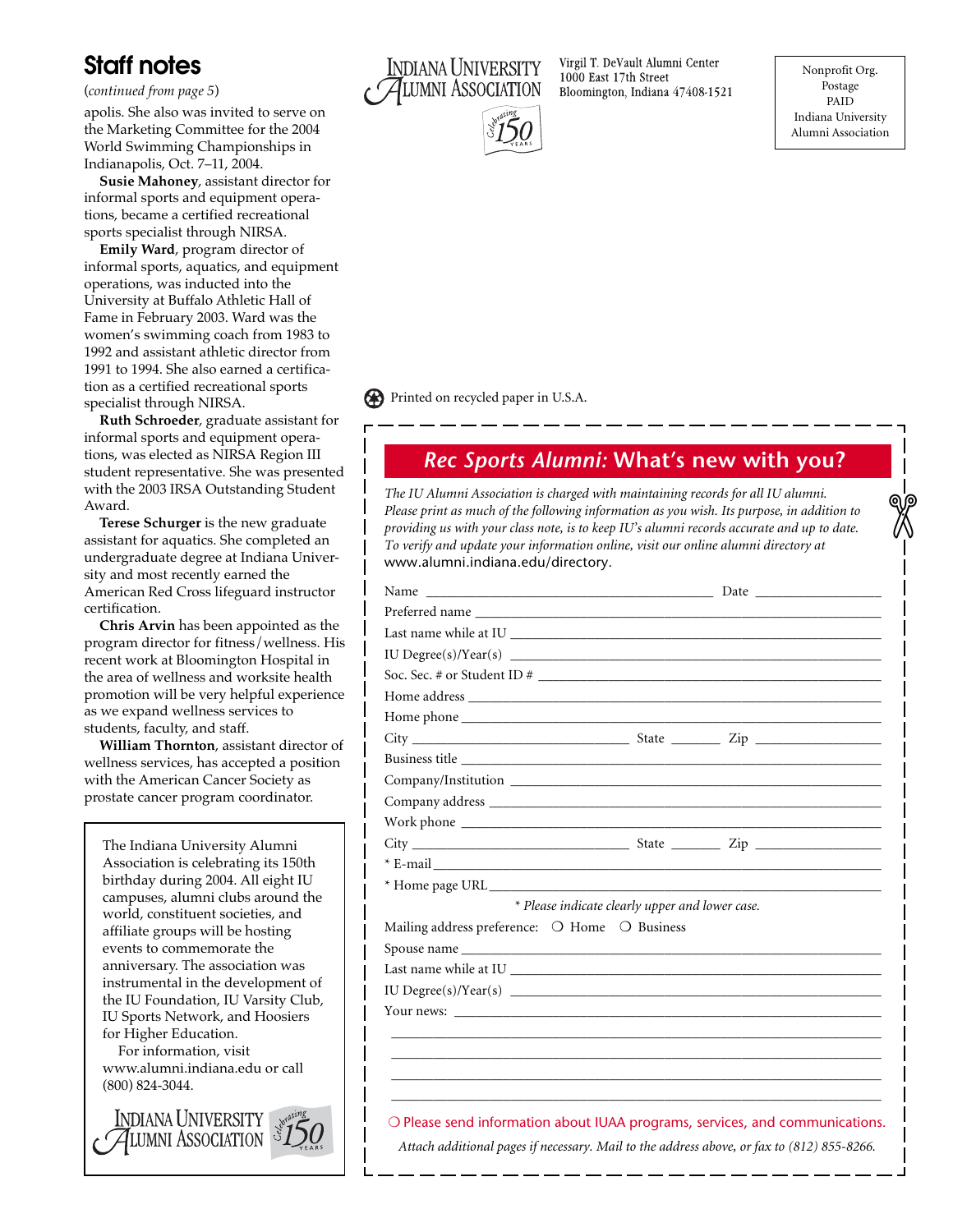## Staff notes

(*continued from page 5*)

apolis. She also was invited to serve on the Marketing Committee for the 2004 World Swimming Championships in Indianapolis, Oct. 7–11, 2004.

**Susie Mahoney**, assistant director for informal sports and equipment operations, became a certified recreational sports specialist through NIRSA.

**Emily Ward**, program director of informal sports, aquatics, and equipment operations, was inducted into the University at Buffalo Athletic Hall of Fame in February 2003. Ward was the women's swimming coach from 1983 to 1992 and assistant athletic director from 1991 to 1994. She also earned a certification as a certified recreational sports specialist through NIRSA.

**Ruth Schroeder**, graduate assistant for informal sports and equipment operations, was elected as NIRSA Region III student representative. She was presented with the 2003 IRSA Outstanding Student Award.

**Terese Schurger** is the new graduate assistant for aquatics. She completed an undergraduate degree at Indiana University and most recently earned the American Red Cross lifeguard instructor certification.

**Chris Arvin** has been appointed as the program director for fitness/wellness. His recent work at Bloomington Hospital in the area of wellness and worksite health promotion will be very helpful experience as we expand wellness services to students, faculty, and staff.

**William Thornton**, assistant director of wellness services, has accepted a position with the American Cancer Society as prostate cancer program coordinator.

The Indiana University Alumni Association is celebrating its 150th birthday during 2004. All eight IU campuses, alumni clubs around the world, constituent societies, and affiliate groups will be hosting events to commemorate the anniversary. The association was instrumental in the development of the IU Foundation, IU Varsity Club, IU Sports Network, and Hoosiers for Higher Education.

For information, visit www.alumni.indiana.edu or call (800) 824-3044.

Indiana University Alumni Association — Celebrating 150 Years

Indiana University Alumni Association — Celebrating 150 Years

Virgil T. DeVault Alumni Center
1000 East 17th Street
Bloomington, Indiana 47408-1521

Nonprofit Org.
Postage
PAID
Indiana University
Alumni Association

Printed on recycled paper in U.S.A.

## *Rec Sports Alumni:* What's new with you?

*The IU Alumni Association is charged with maintaining records for all IU alumni. Please print as much of the following information as you wish. Its purpose, in addition to providing us with your class note, is to keep IU's alumni records accurate and up to date. To verify and update your information online, visit our online alumni directory at* www.alumni.indiana.edu/directory.

Name ______________________ Date ____________

Preferred name ______________________

Last name while at IU ______________________

IU Degree(s)/Year(s) ______________________

Soc. Sec. # or Student ID # ______________________

Home address ______________________

Home phone ______________________

City ______________ State ______ Zip ____________

Business title ______________________

Company/Institution ______________________

Company address ______________________

Work phone ______________________

City ______________ State ______ Zip ____________

* E-mail ______________________

* Home page URL ______________________

*\* Please indicate clearly upper and lower case.*

Mailing address preference: ○ Home ○ Business

Spouse name ______________________

Last name while at IU ______________________

IU Degree(s)/Year(s) ______________________

Your news: ______________________

______________________

______________________

______________________

______________________

○ Please send information about IUAA programs, services, and communications.

*Attach additional pages if necessary. Mail to the address above, or fax to (812) 855-8266.*